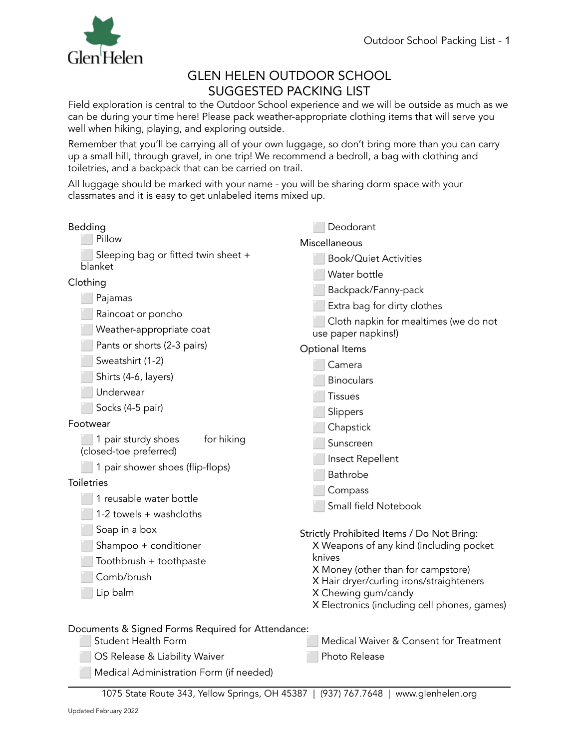# GLEN HELEN OUTDOOR SCHOOL
# SUGGESTED PACKING LIST

Field exploration is central to the Outdoor School experience and we will be outside as much as we can be during your time here! Please pack weather-appropriate clothing items that will serve you well when hiking, playing, and exploring outside.

Remember that you'll be carrying all of your own luggage, so don't bring more than you can carry up a small hill, through gravel, in one trip! We recommend a bedroll, a bag with clothing and toiletries, and a backpack that can be carried on trail.

All luggage should be marked with your name - you will be sharing dorm space with your classmates and it is easy to get unlabeled items mixed up.

### Bedding

- ⬜ Pillow
- ⬜ Sleeping bag or fitted twin sheet + blanket

### Clothing

- ⬜ Pajamas
- ⬜ Raincoat or poncho
- ⬜ Weather-appropriate coat
- ⬜ Pants or shorts (2-3 pairs)
- ⬜ Sweatshirt (1-2)
- ⬜ Shirts (4-6, layers)
- ⬜ Underwear
- ⬜ Socks (4-5 pair)

### Footwear

- ⬜ 1 pair sturdy shoes for hiking (closed-toe preferred)
- ⬜ 1 pair shower shoes (flip-flops)

### Toiletries

- ⬜ 1 reusable water bottle
- ⬜ 1-2 towels + washcloths
- ⬜ Soap in a box
- ⬜ Shampoo + conditioner
- ⬜ Toothbrush + toothpaste
- ⬜ Comb/brush
- ⬜ Lip balm
- ⬜ Deodorant

### Miscellaneous

- ⬜ Book/Quiet Activities
- ⬜ Water bottle
- ⬜ Backpack/Fanny-pack
- ⬜ Extra bag for dirty clothes
- ⬜ Cloth napkin for mealtimes (we do not use paper napkins!)

### Optional Items

- ⬜ Camera
- ⬜ Binoculars
- ⬜ Tissues
- ⬜ Slippers
- ⬜ Chapstick
- ⬜ Sunscreen
- ⬜ Insect Repellent
- ⬜ Bathrobe
- ⬜ Compass
- ⬜ Small field Notebook

### Strictly Prohibited Items / Do Not Bring:

X Weapons of any kind (including pocket knives
X Money (other than for campstore)
X Hair dryer/curling irons/straighteners
X Chewing gum/candy
X Electronics (including cell phones, games)

### Documents & Signed Forms Required for Attendance:

- ⬜ Student Health Form
- ⬜ OS Release & Liability Waiver
- ⬜ Medical Administration Form (if needed)
- ⬜ Medical Waiver & Consent for Treatment
- ⬜ Photo Release

1075 State Route 343, Yellow Springs, OH 45387 | (937) 767.7648 | www.glenhelen.org

Updated February 2022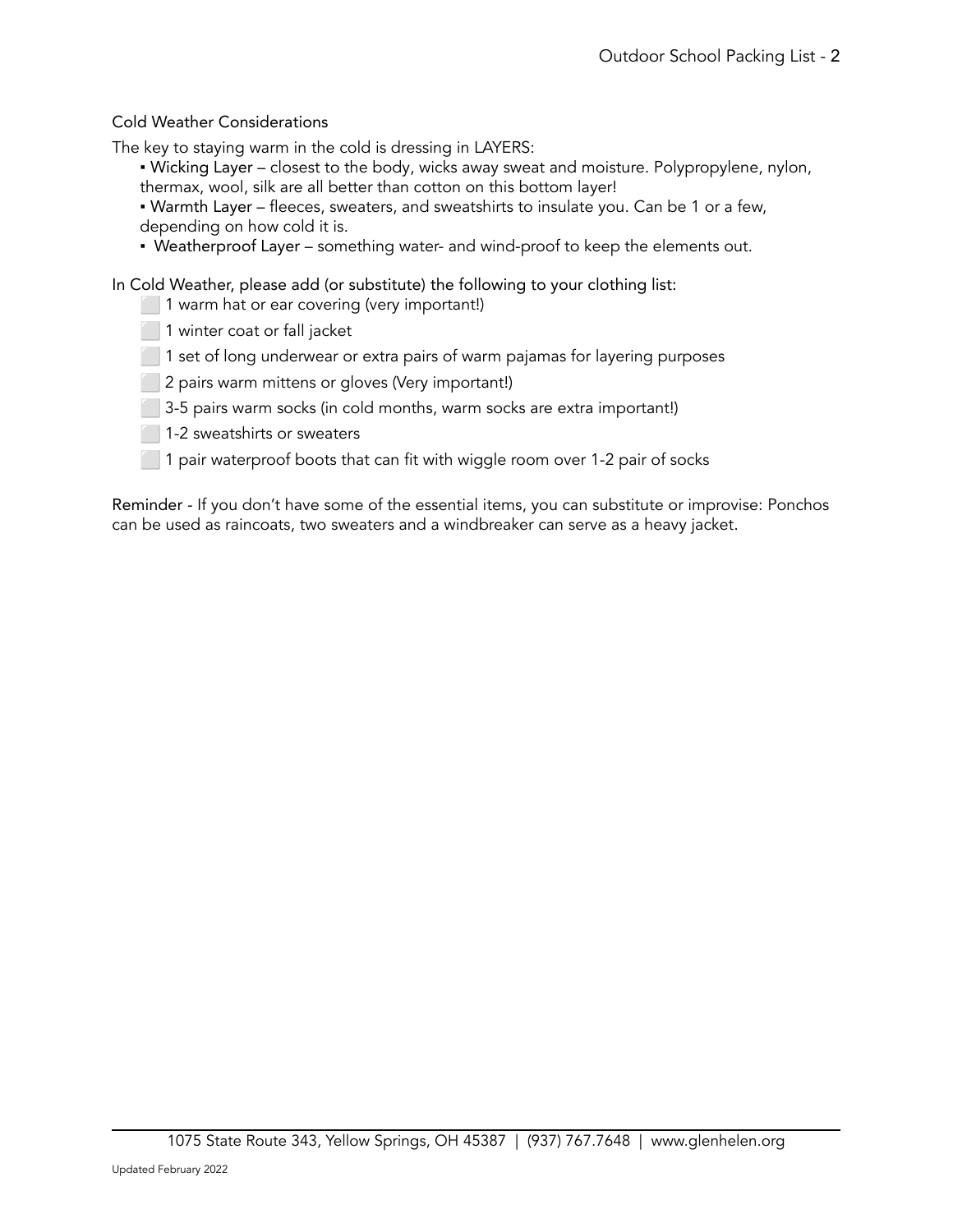Cold Weather Considerations

The key to staying warm in the cold is dressing in LAYERS:

- Wicking Layer – closest to the body, wicks away sweat and moisture. Polypropylene, nylon, thermax, wool, silk are all better than cotton on this bottom layer!
- Warmth Layer – fleeces, sweaters, and sweatshirts to insulate you. Can be 1 or a few, depending on how cold it is.
- Weatherproof Layer – something water- and wind-proof to keep the elements out.

In Cold Weather, please add (or substitute) the following to your clothing list:

- ⬜ 1 warm hat or ear covering (very important!)
- ⬜ 1 winter coat or fall jacket
- ⬜ 1 set of long underwear or extra pairs of warm pajamas for layering purposes
- ⬜ 2 pairs warm mittens or gloves (Very important!)
- ⬜ 3-5 pairs warm socks (in cold months, warm socks are extra important!)
- ⬜ 1-2 sweatshirts or sweaters
- ⬜ 1 pair waterproof boots that can fit with wiggle room over 1-2 pair of socks

Reminder - If you don't have some of the essential items, you can substitute or improvise: Ponchos can be used as raincoats, two sweaters and a windbreaker can serve as a heavy jacket.

1075 State Route 343, Yellow Springs, OH 45387 | (937) 767.7648 | www.glenhelen.org

Updated February 2022